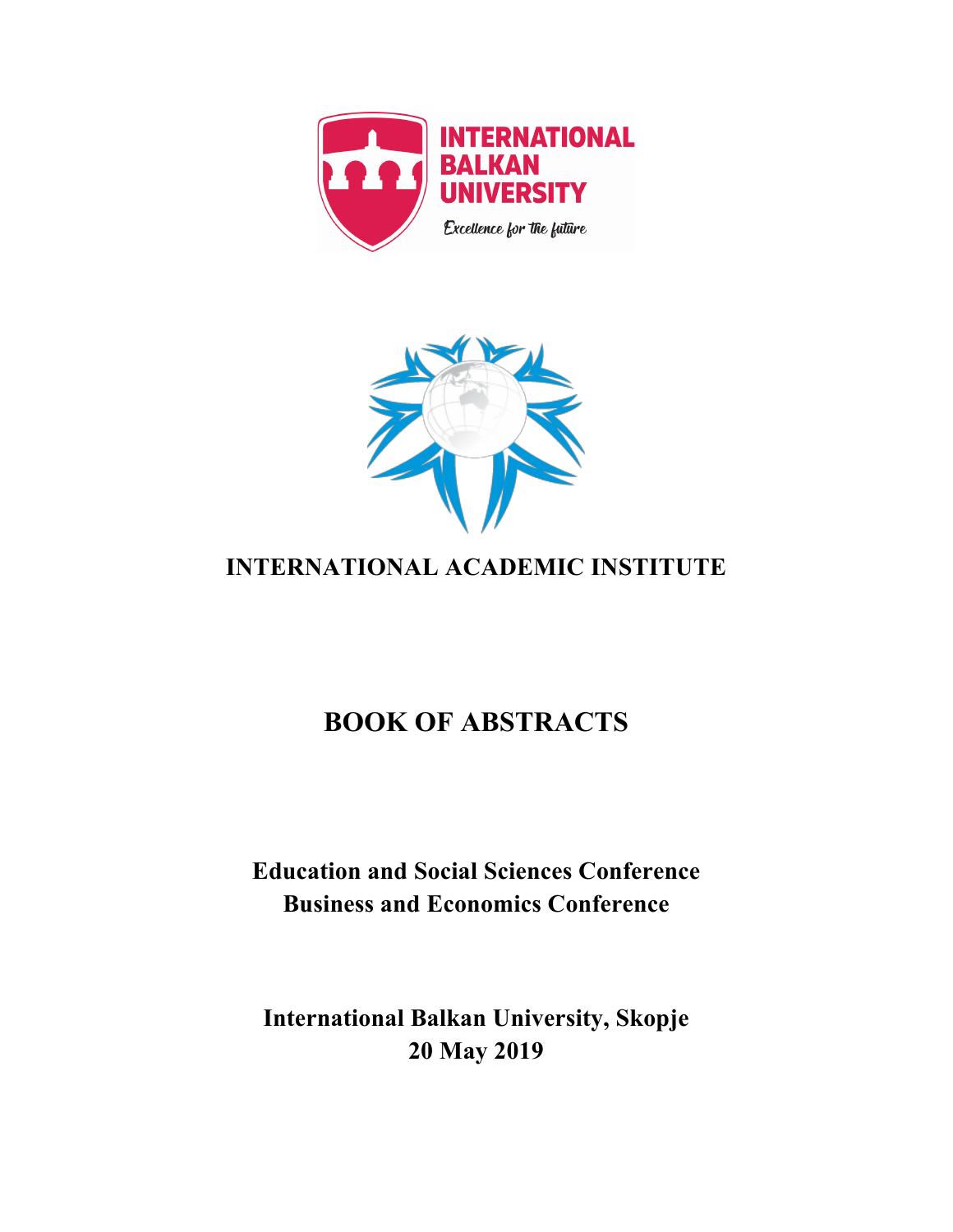INTERNATIONAL BALKAN UNIVERSITY

Excellence for the future

INTERNATIONAL ACADEMIC INSTITUTE

# BOOK OF ABSTRACTS

**Education and Social Sciences Conference**
**Business and Economics Conference**

**International Balkan University, Skopje**
**20 May 2019**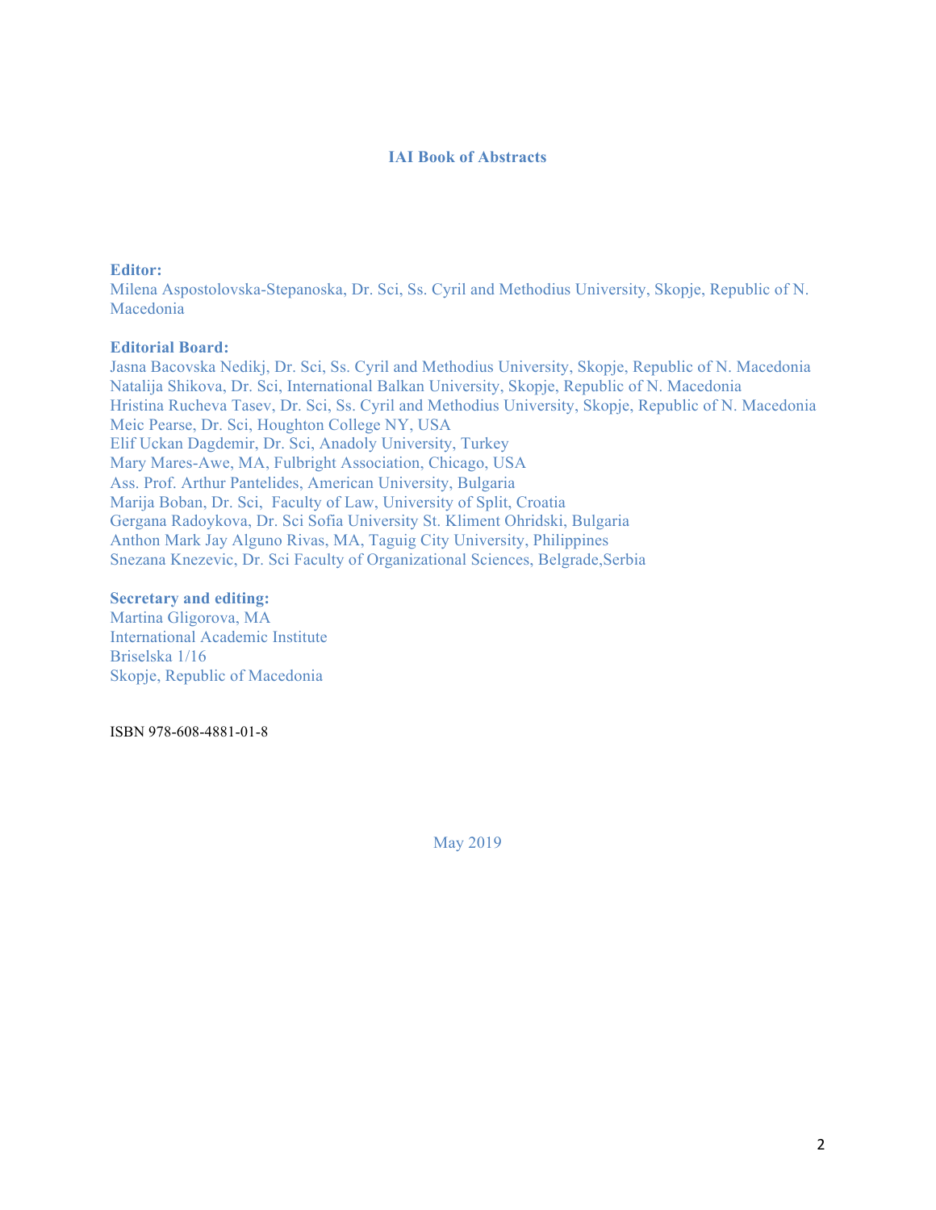**IAI Book of Abstracts**

**Editor:**
Milena Aspostolovska-Stepanoska, Dr. Sci, Ss. Cyril and Methodius University, Skopje, Republic of N. Macedonia

**Editorial Board:**
Jasna Bacovska Nedikj, Dr. Sci, Ss. Cyril and Methodius University, Skopje, Republic of N. Macedonia
Natalija Shikova, Dr. Sci, International Balkan University, Skopje, Republic of N. Macedonia
Hristina Rucheva Tasev, Dr. Sci, Ss. Cyril and Methodius University, Skopje, Republic of N. Macedonia
Meic Pearse, Dr. Sci, Houghton College NY, USA
Elif Uckan Dagdemir, Dr. Sci, Anadoly University, Turkey
Mary Mares-Awe, MA, Fulbright Association, Chicago, USA
Ass. Prof. Arthur Pantelides, American University, Bulgaria
Marija Boban, Dr. Sci, Faculty of Law, University of Split, Croatia
Gergana Radoykova, Dr. Sci Sofia University St. Kliment Ohridski, Bulgaria
Anthon Mark Jay Alguno Rivas, MA, Taguig City University, Philippines
Snezana Knezevic, Dr. Sci Faculty of Organizational Sciences, Belgrade,Serbia

**Secretary and editing:**
Martina Gligorova, MA
International Academic Institute
Briselska 1/16
Skopje, Republic of Macedonia

ISBN 978-608-4881-01-8

May 2019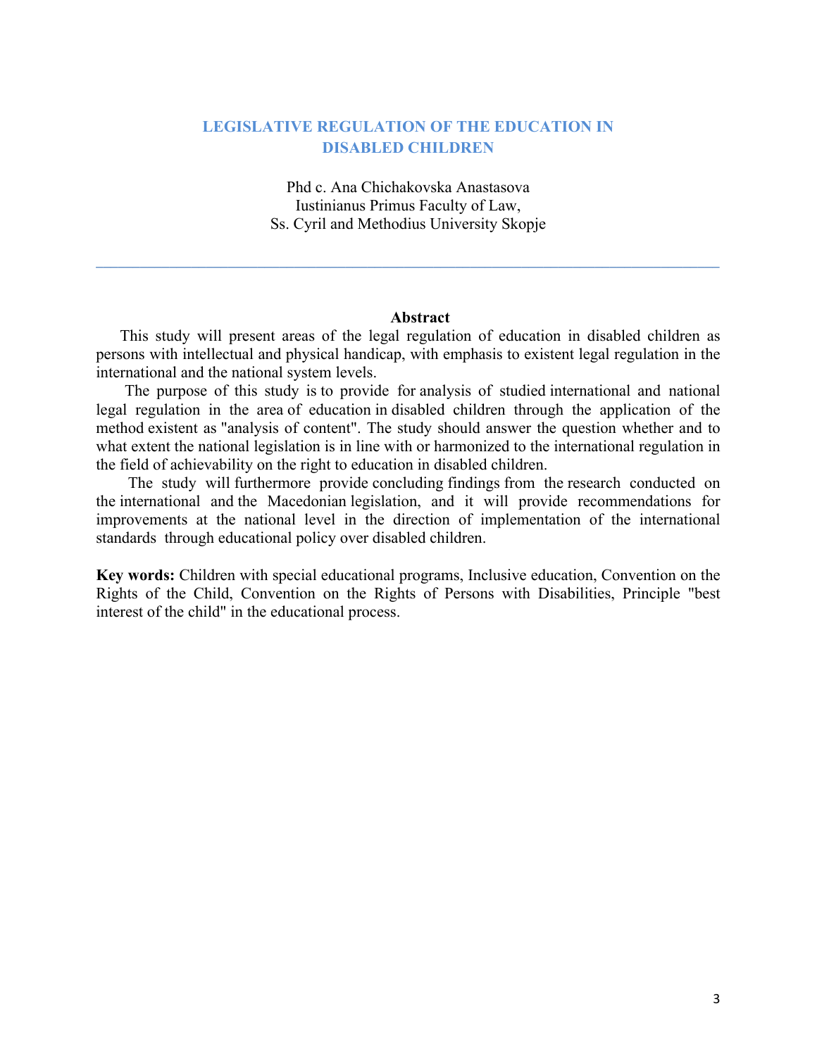# LEGISLATIVE REGULATION OF THE EDUCATION IN DISABLED CHILDREN

Phd c. Ana Chichakovska Anastasova
Iustinianus Primus Faculty of Law,
Ss. Cyril and Methodius University Skopje

---

**Abstract**

This study will present areas of the legal regulation of education in disabled children as persons with intellectual and physical handicap, with emphasis to existent legal regulation in the international and the national system levels.

The purpose of this study is to provide for analysis of studied international and national legal regulation in the area of education in disabled children through the application of the method existent as "analysis of content". The study should answer the question whether and to what extent the national legislation is in line with or harmonized to the international regulation in the field of achievability on the right to education in disabled children.

The study will furthermore provide concluding findings from the research conducted on the international and the Macedonian legislation, and it will provide recommendations for improvements at the national level in the direction of implementation of the international standards through educational policy over disabled children.

**Key words:** Children with special educational programs, Inclusive education, Convention on the Rights of the Child, Convention on the Rights of Persons with Disabilities, Principle "best interest of the child" in the educational process.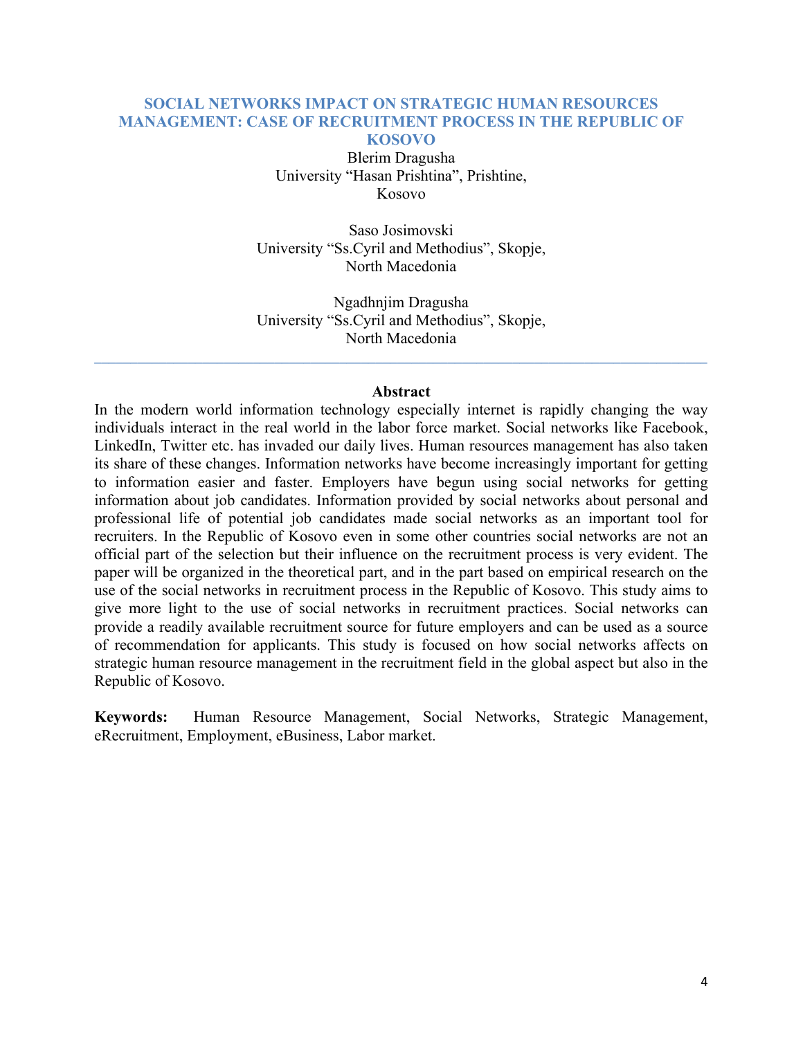# SOCIAL NETWORKS IMPACT ON STRATEGIC HUMAN RESOURCES MANAGEMENT: CASE OF RECRUITMENT PROCESS IN THE REPUBLIC OF KOSOVO

Blerim Dragusha
University "Hasan Prishtina", Prishtine,
Kosovo

Saso Josimovski
University "Ss.Cyril and Methodius", Skopje,
North Macedonia

Ngadhnjim Dragusha
University "Ss.Cyril and Methodius", Skopje,
North Macedonia

---

**Abstract**

In the modern world information technology especially internet is rapidly changing the way individuals interact in the real world in the labor force market. Social networks like Facebook, LinkedIn, Twitter etc. has invaded our daily lives. Human resources management has also taken its share of these changes. Information networks have become increasingly important for getting to information easier and faster. Employers have begun using social networks for getting information about job candidates. Information provided by social networks about personal and professional life of potential job candidates made social networks as an important tool for recruiters. In the Republic of Kosovo even in some other countries social networks are not an official part of the selection but their influence on the recruitment process is very evident. The paper will be organized in the theoretical part, and in the part based on empirical research on the use of the social networks in recruitment process in the Republic of Kosovo. This study aims to give more light to the use of social networks in recruitment practices. Social networks can provide a readily available recruitment source for future employers and can be used as a source of recommendation for applicants. This study is focused on how social networks affects on strategic human resource management in the recruitment field in the global aspect but also in the Republic of Kosovo.

**Keywords:** Human Resource Management, Social Networks, Strategic Management, eRecruitment, Employment, eBusiness, Labor market.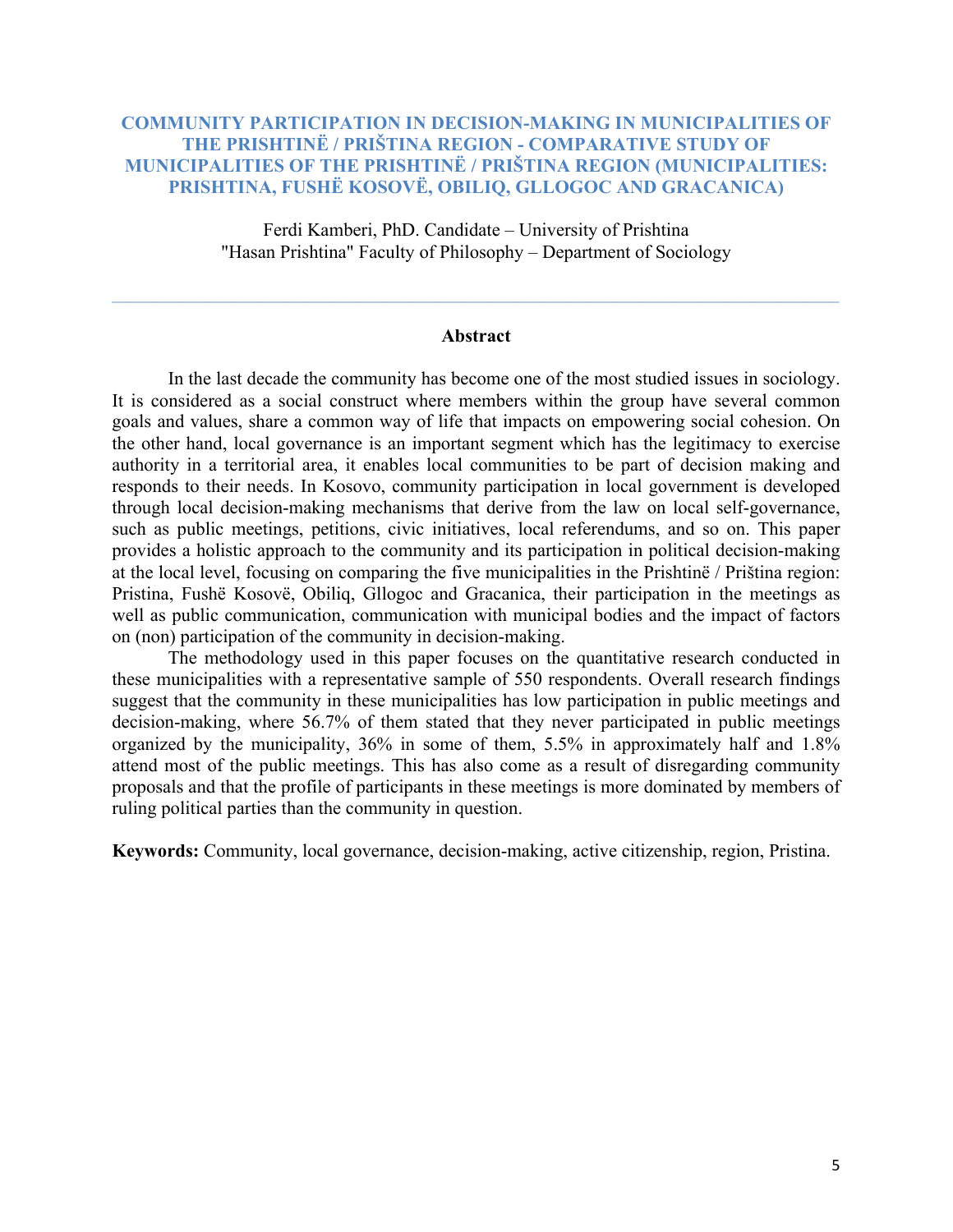# COMMUNITY PARTICIPATION IN DECISION-MAKING IN MUNICIPALITIES OF THE PRISHTINË / PRIŠTINA REGION - COMPARATIVE STUDY OF MUNICIPALITIES OF THE PRISHTINË / PRIŠTINA REGION (MUNICIPALITIES: PRISHTINA, FUSHË KOSOVË, OBILIQ, GLLOGOC AND GRACANICA)

Ferdi Kamberi, PhD. Candidate – University of Prishtina
"Hasan Prishtina" Faculty of Philosophy – Department of Sociology

---

## Abstract

In the last decade the community has become one of the most studied issues in sociology. It is considered as a social construct where members within the group have several common goals and values, share a common way of life that impacts on empowering social cohesion. On the other hand, local governance is an important segment which has the legitimacy to exercise authority in a territorial area, it enables local communities to be part of decision making and responds to their needs. In Kosovo, community participation in local government is developed through local decision-making mechanisms that derive from the law on local self-governance, such as public meetings, petitions, civic initiatives, local referendums, and so on. This paper provides a holistic approach to the community and its participation in political decision-making at the local level, focusing on comparing the five municipalities in the Prishtinë / Priština region: Pristina, Fushë Kosovë, Obiliq, Gllogoc and Gracanica, their participation in the meetings as well as public communication, communication with municipal bodies and the impact of factors on (non) participation of the community in decision-making.

The methodology used in this paper focuses on the quantitative research conducted in these municipalities with a representative sample of 550 respondents. Overall research findings suggest that the community in these municipalities has low participation in public meetings and decision-making, where 56.7% of them stated that they never participated in public meetings organized by the municipality, 36% in some of them, 5.5% in approximately half and 1.8% attend most of the public meetings. This has also come as a result of disregarding community proposals and that the profile of participants in these meetings is more dominated by members of ruling political parties than the community in question.

**Keywords:** Community, local governance, decision-making, active citizenship, region, Pristina.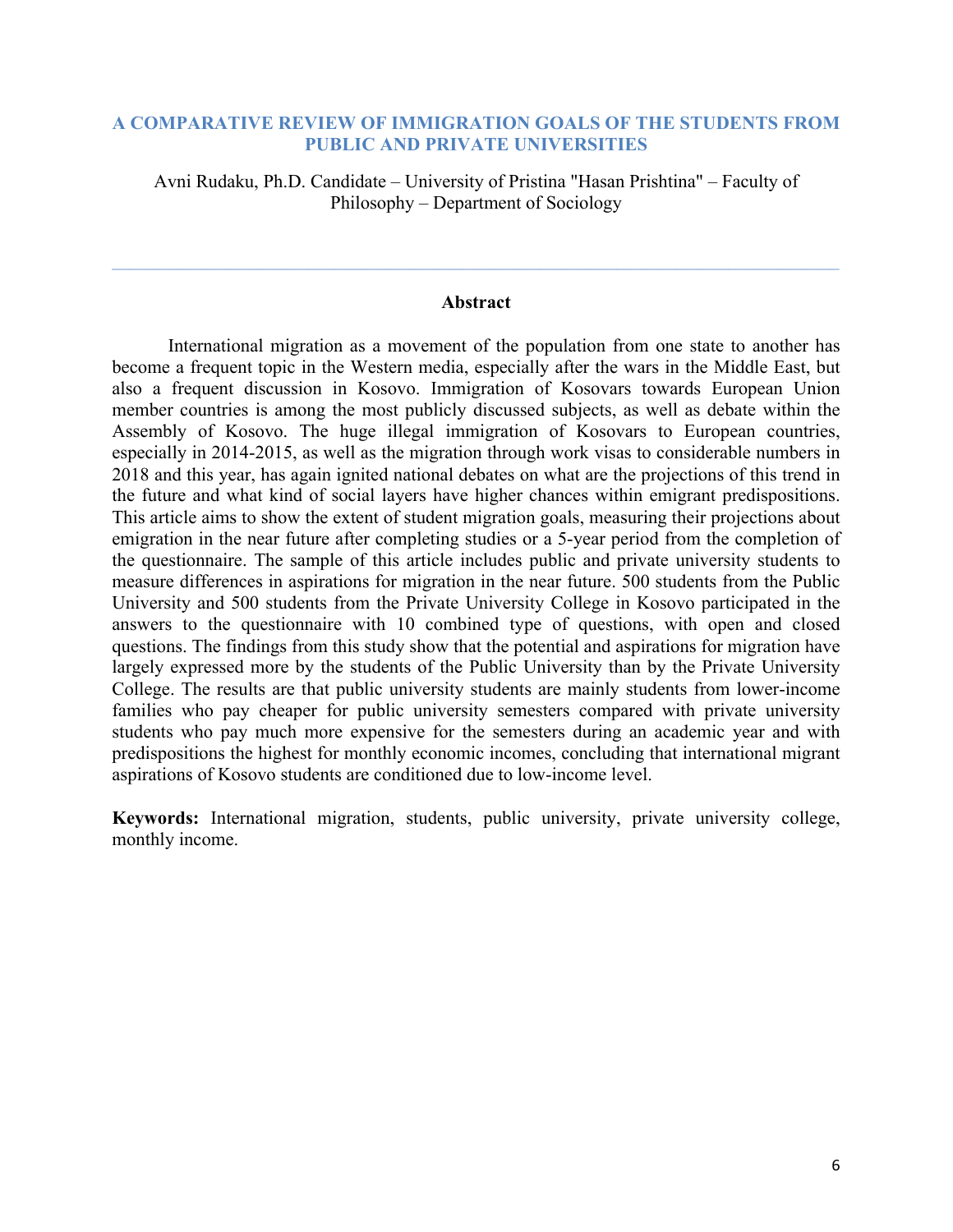# A COMPARATIVE REVIEW OF IMMIGRATION GOALS OF THE STUDENTS FROM PUBLIC AND PRIVATE UNIVERSITIES

Avni Rudaku, Ph.D. Candidate – University of Pristina "Hasan Prishtina" – Faculty of Philosophy – Department of Sociology

---

## Abstract

International migration as a movement of the population from one state to another has become a frequent topic in the Western media, especially after the wars in the Middle East, but also a frequent discussion in Kosovo. Immigration of Kosovars towards European Union member countries is among the most publicly discussed subjects, as well as debate within the Assembly of Kosovo. The huge illegal immigration of Kosovars to European countries, especially in 2014-2015, as well as the migration through work visas to considerable numbers in 2018 and this year, has again ignited national debates on what are the projections of this trend in the future and what kind of social layers have higher chances within emigrant predispositions. This article aims to show the extent of student migration goals, measuring their projections about emigration in the near future after completing studies or a 5-year period from the completion of the questionnaire. The sample of this article includes public and private university students to measure differences in aspirations for migration in the near future. 500 students from the Public University and 500 students from the Private University College in Kosovo participated in the answers to the questionnaire with 10 combined type of questions, with open and closed questions. The findings from this study show that the potential and aspirations for migration have largely expressed more by the students of the Public University than by the Private University College. The results are that public university students are mainly students from lower-income families who pay cheaper for public university semesters compared with private university students who pay much more expensive for the semesters during an academic year and with predispositions the highest for monthly economic incomes, concluding that international migrant aspirations of Kosovo students are conditioned due to low-income level.

**Keywords:** International migration, students, public university, private university college, monthly income.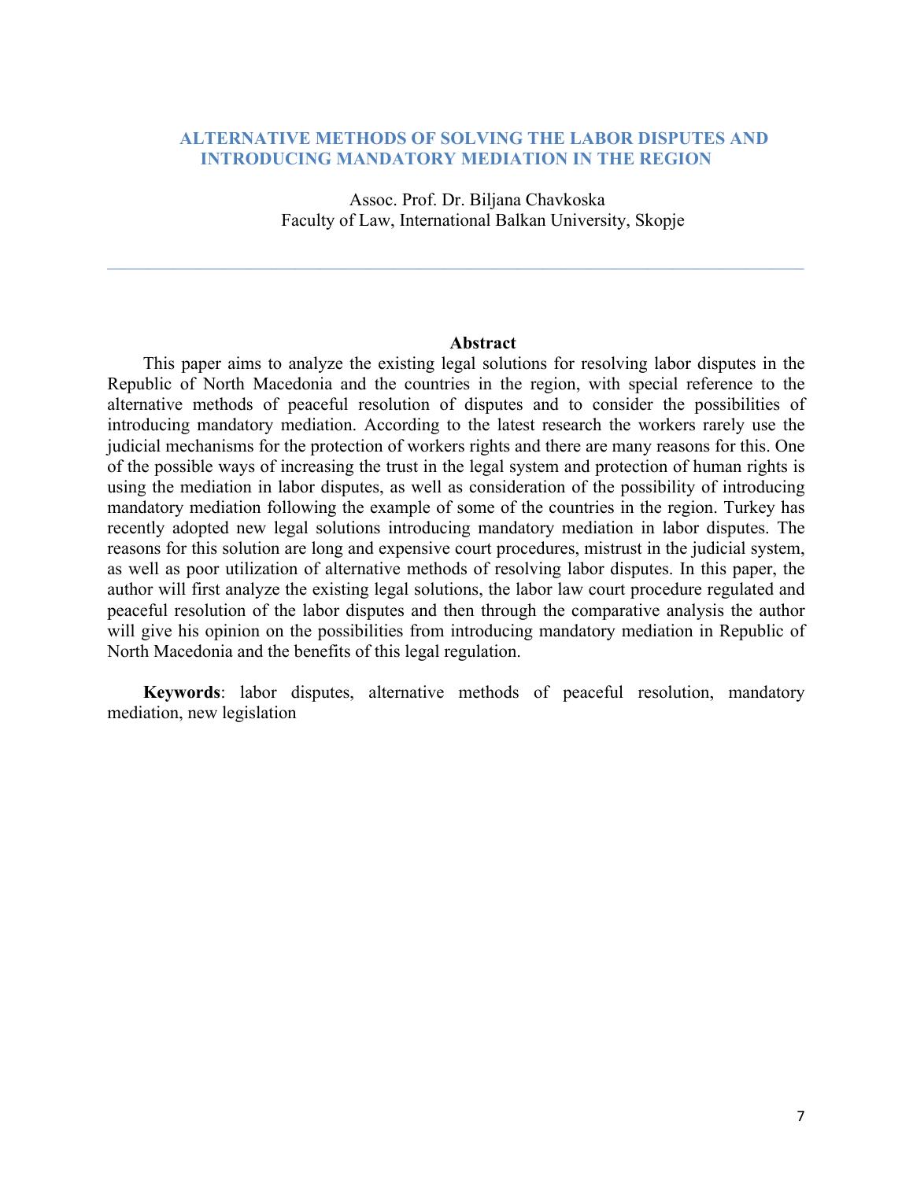# ALTERNATIVE METHODS OF SOLVING THE LABOR DISPUTES AND INTRODUCING MANDATORY MEDIATION IN THE REGION

Assoc. Prof. Dr. Biljana Chavkoska
Faculty of Law, International Balkan University, Skopje

---

## Abstract

This paper aims to analyze the existing legal solutions for resolving labor disputes in the Republic of North Macedonia and the countries in the region, with special reference to the alternative methods of peaceful resolution of disputes and to consider the possibilities of introducing mandatory mediation. According to the latest research the workers rarely use the judicial mechanisms for the protection of workers rights and there are many reasons for this. One of the possible ways of increasing the trust in the legal system and protection of human rights is using the mediation in labor disputes, as well as consideration of the possibility of introducing mandatory mediation following the example of some of the countries in the region. Turkey has recently adopted new legal solutions introducing mandatory mediation in labor disputes. The reasons for this solution are long and expensive court procedures, mistrust in the judicial system, as well as poor utilization of alternative methods of resolving labor disputes. In this paper, the author will first analyze the existing legal solutions, the labor law court procedure regulated and peaceful resolution of the labor disputes and then through the comparative analysis the author will give his opinion on the possibilities from introducing mandatory mediation in Republic of North Macedonia and the benefits of this legal regulation.

**Keywords**: labor disputes, alternative methods of peaceful resolution, mandatory mediation, new legislation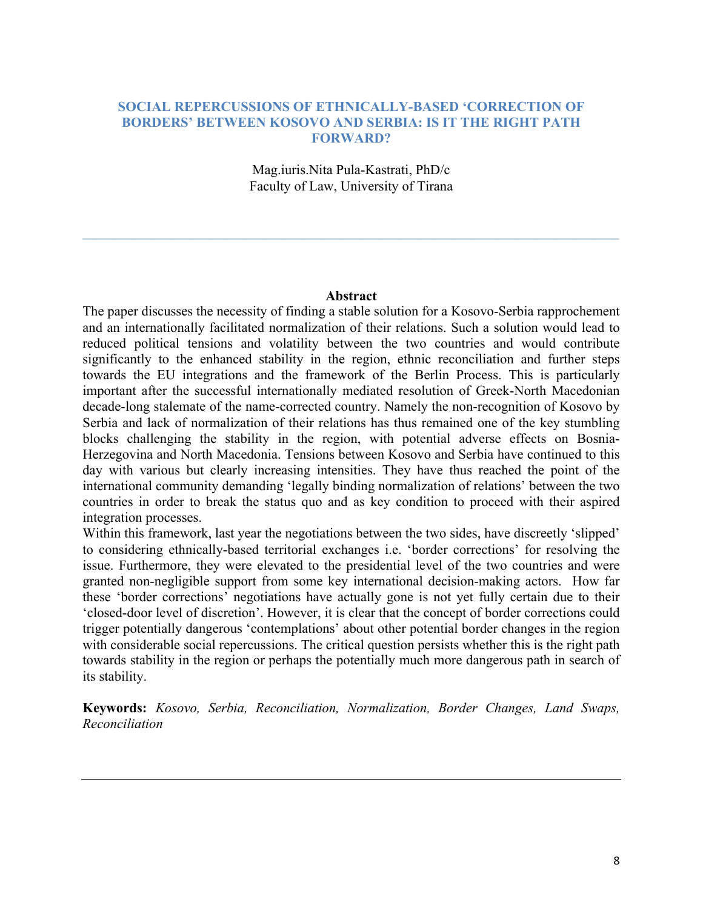# SOCIAL REPERCUSSIONS OF ETHNICALLY-BASED 'CORRECTION OF BORDERS' BETWEEN KOSOVO AND SERBIA: IS IT THE RIGHT PATH FORWARD?

Mag.iuris.Nita Pula-Kastrati, PhD/c
Faculty of Law, University of Tirana

---

**Abstract**

The paper discusses the necessity of finding a stable solution for a Kosovo-Serbia rapprochement and an internationally facilitated normalization of their relations. Such a solution would lead to reduced political tensions and volatility between the two countries and would contribute significantly to the enhanced stability in the region, ethnic reconciliation and further steps towards the EU integrations and the framework of the Berlin Process. This is particularly important after the successful internationally mediated resolution of Greek-North Macedonian decade-long stalemate of the name-corrected country. Namely the non-recognition of Kosovo by Serbia and lack of normalization of their relations has thus remained one of the key stumbling blocks challenging the stability in the region, with potential adverse effects on Bosnia-Herzegovina and North Macedonia. Tensions between Kosovo and Serbia have continued to this day with various but clearly increasing intensities. They have thus reached the point of the international community demanding 'legally binding normalization of relations' between the two countries in order to break the status quo and as key condition to proceed with their aspired integration processes.

Within this framework, last year the negotiations between the two sides, have discreetly 'slipped' to considering ethnically-based territorial exchanges i.e. 'border corrections' for resolving the issue. Furthermore, they were elevated to the presidential level of the two countries and were granted non-negligible support from some key international decision-making actors. How far these 'border corrections' negotiations have actually gone is not yet fully certain due to their 'closed-door level of discretion'. However, it is clear that the concept of border corrections could trigger potentially dangerous 'contemplations' about other potential border changes in the region with considerable social repercussions. The critical question persists whether this is the right path towards stability in the region or perhaps the potentially much more dangerous path in search of its stability.

**Keywords:** *Kosovo, Serbia, Reconciliation, Normalization, Border Changes, Land Swaps, Reconciliation*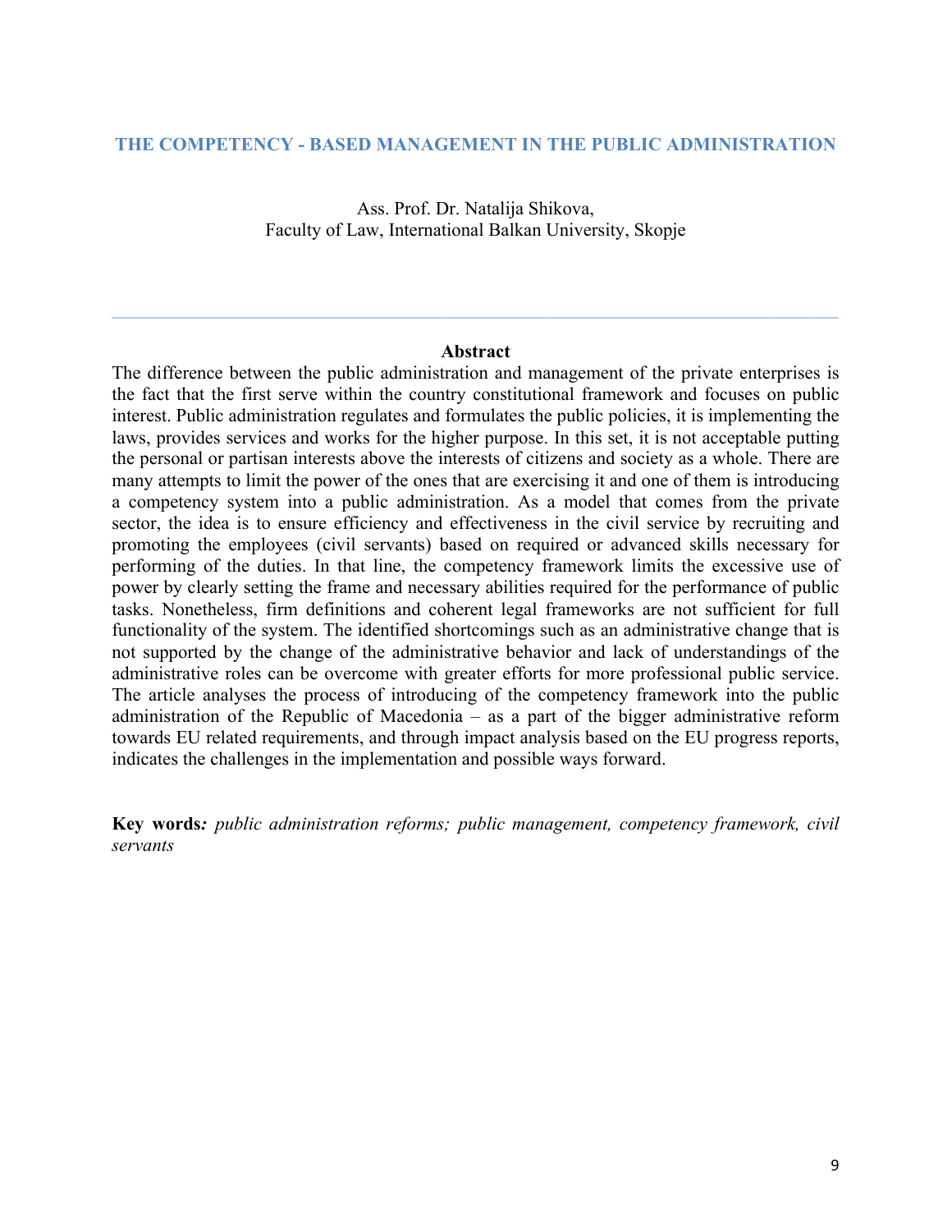# THE COMPETENCY - BASED MANAGEMENT IN THE PUBLIC ADMINISTRATION

Ass. Prof. Dr. Natalija Shikova,
Faculty of Law, International Balkan University, Skopje

---

**Abstract**

The difference between the public administration and management of the private enterprises is the fact that the first serve within the country constitutional framework and focuses on public interest. Public administration regulates and formulates the public policies, it is implementing the laws, provides services and works for the higher purpose. In this set, it is not acceptable putting the personal or partisan interests above the interests of citizens and society as a whole. There are many attempts to limit the power of the ones that are exercising it and one of them is introducing a competency system into a public administration. As a model that comes from the private sector, the idea is to ensure efficiency and effectiveness in the civil service by recruiting and promoting the employees (civil servants) based on required or advanced skills necessary for performing of the duties. In that line, the competency framework limits the excessive use of power by clearly setting the frame and necessary abilities required for the performance of public tasks. Nonetheless, firm definitions and coherent legal frameworks are not sufficient for full functionality of the system. The identified shortcomings such as an administrative change that is not supported by the change of the administrative behavior and lack of understandings of the administrative roles can be overcome with greater efforts for more professional public service. The article analyses the process of introducing of the competency framework into the public administration of the Republic of Macedonia – as a part of the bigger administrative reform towards EU related requirements, and through impact analysis based on the EU progress reports, indicates the challenges in the implementation and possible ways forward.

**Key words***:* *public administration reforms; public management, competency framework, civil servants*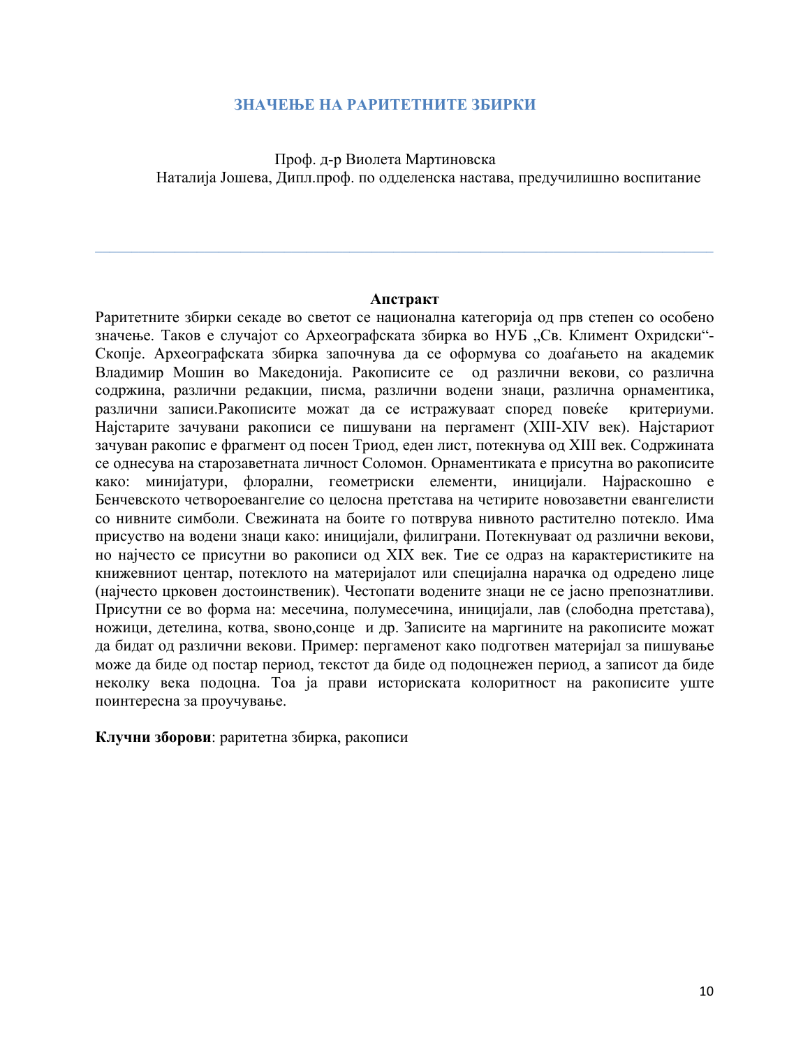# ЗНАЧЕЊЕ НА РАРИТЕТНИТЕ ЗБИРКИ

Проф. д-р Виолета Мартиновска
Наталија Јошева, Дипл.проф. по одделенска настава, предучилишно воспитание

---

**Апстракт**

Раритетните збирки секаде во светот се национална категорија од прв степен со особено значење. Таков е случајот со Археографската збирка во НУБ „Св. Климент Охридски"- Скопје. Археографската збирка започнува да се оформува со доаѓањето на академик Владимир Мошин во Македонија. Ракописите се од различни векови, со различна содржина, различни редакции, писма, различни водени знаци, различна орнаментика, различни записи.Ракописите можат да се истражуваат според повеќе критериуми. Најстарите зачувани ракописи се пишувани на пергамент (XIII-XIV век). Најстариот зачуван ракопис е фрагмент од посен Триод, еден лист, потекнува од XIII век. Содржината се однесува на старозаветната личност Соломон. Орнаментиката е присутна во ракописите како: минијатури, флорални, геометриски елементи, иницијали. Најраскошно е Бенчевското четвороевангелие со целосна претстава на четирите новозаветни евангелисти со нивните симболи. Свежината на боите го потврува нивното растително потекло. Има присуство на водени знаци како: иницијали, филиграни. Потекнуваат од различни векови, но најчесто се присутни во ракописи од XIX век. Тие се одраз на карактеристиките на книжевниот центар, потеклото на материјалот или специјална нарачка од одредено лице (најчесто црковен достоинственик). Честопати водените знаци не се јасно препознатливи. Присутни се во форма на: месечина, полумесечина, иницијали, лав (слободна претстава), ножици, детелина, котва, ѕвоно,сонце и др. Записите на маргините на ракописите можат да бидат од различни векови. Пример: пергаменот како подготвен материјал за пишување може да биде од постар период, текстот да биде од подоцнежен период, а записот да биде неколку века подоцна. Тоа ја прави историската колоритност на ракописите уште поинтересна за проучување.

**Клучни зборови**: раритетна збирка, ракописи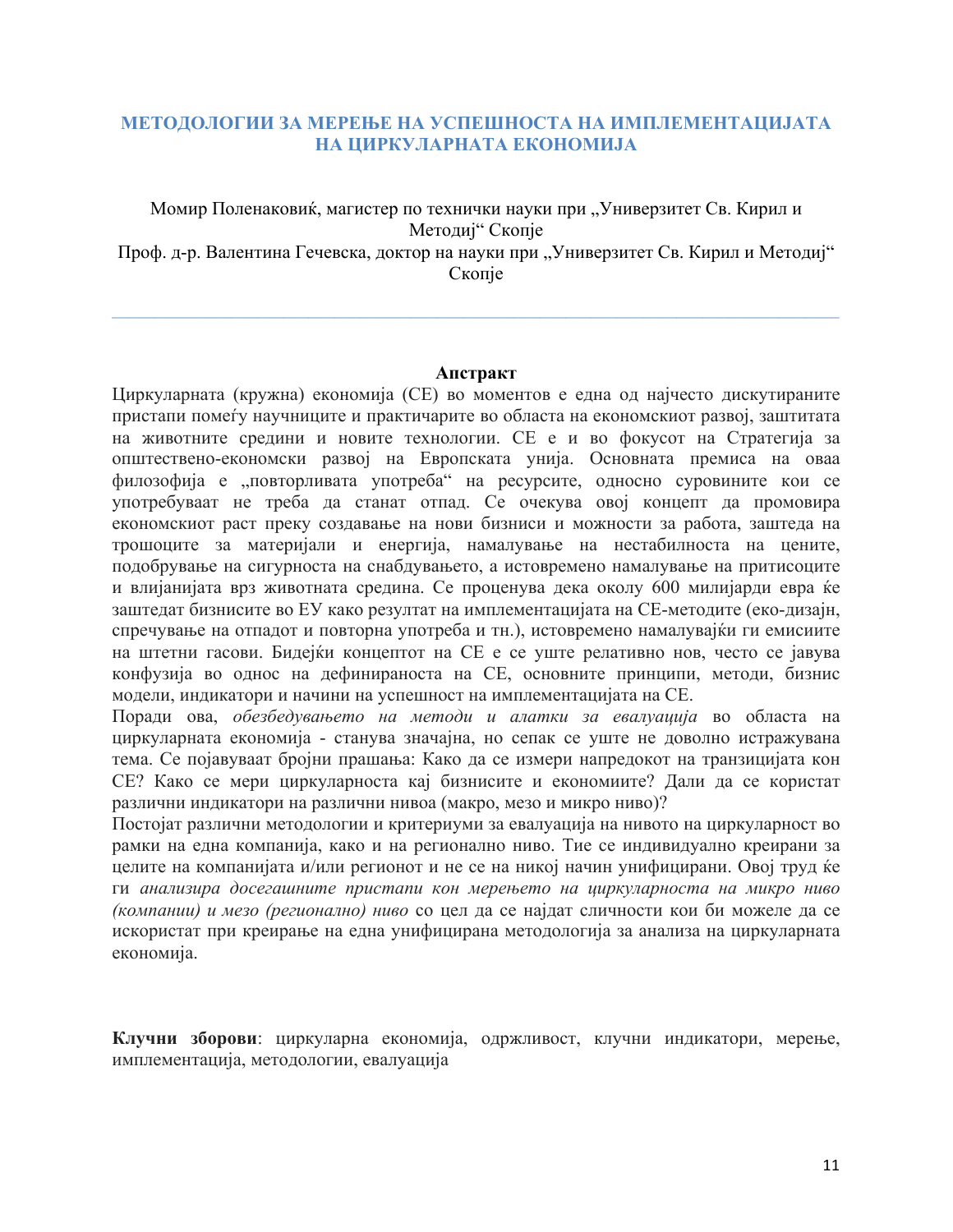# МЕТОДОЛОГИИ ЗА МЕРЕЊЕ НА УСПЕШНОСТА НА ИМПЛЕМЕНТАЦИЈАТА НА ЦИРКУЛАРНАТА ЕКОНОМИЈА

Момир Поленаковиќ, магистер по технички науки при „Универзитет Св. Кирил и Методиј" Скопје

Проф. д-р. Валентина Гечевска, доктор на науки при „Универзитет Св. Кирил и Методиј" Скопје

---

**Апстракт**

Циркуларната (кружна) економија (CE) во моментов е една од најчесто дискутираните пристапи помеѓу научниците и практичарите во областа на економскиот развој, заштитата на животните средини и новите технологии. CE е и во фокусот на Стратегија за општествено-економски развој на Европската унија. Основната премиса на оваа филозофија е „повторливата употреба" на ресурсите, односно суровините кои се употребуваат не треба да станат отпад. Се очекува овој концепт да промовира економскиот раст преку создавање на нови бизниси и можности за работа, заштеда на трошоците за материјали и енергија, намалување на нестабилноста на цените, подобрување на сигурноста на снабдувањето, а истовремено намалување на притисоците и влијанијата врз животната средина. Се проценува дека околу 600 милијарди евра ќе заштедат бизнисите во ЕУ како резултат на имплементацијата на CE-методите (еко-дизајн, спречување на отпадот и повторна употреба и тн.), истовремено намалувајќи ги емисиите на штетни гасови. Бидејќи концептот на CE е се уште релативно нов, често се јавува конфузија во однос на дефинираноста на CE, основните принципи, методи, бизнис модели, индикатори и начини на успешност на имплементацијата на CE.

Поради ова, *обезбедувањето на методи и алатки за евалуација* во областа на циркуларната економија - станува значајна, но сепак се уште не доволно истражувана тема. Се појавуваат бројни прашања: Како да се измери напредокот на транзицијата кон CE? Како се мери циркуларноста кај бизнисите и економиите? Дали да се користат различни индикатори на различни нивоа (макро, мезо и микро ниво)?

Постојат различни методологии и критериуми за евалуација на нивото на циркуларност во рамки на една компанија, како и на регионално ниво. Тие се индивидуално креирани за целите на компанијата и/или регионот и не се на никој начин унифицирани. Овој труд ќе ги *анализира досегашните пристапи кон мерењето на циркуларноста на микро ниво (компании) и мезо (регионално) ниво* со цел да се најдат сличности кои би можеле да се искористат при креирање на една унифицирана методологија за анализа на циркуларната економија.

**Клучни зборови**: циркуларна економија, одржливост, клучни индикатори, мерење, имплементација, методологии, евалуација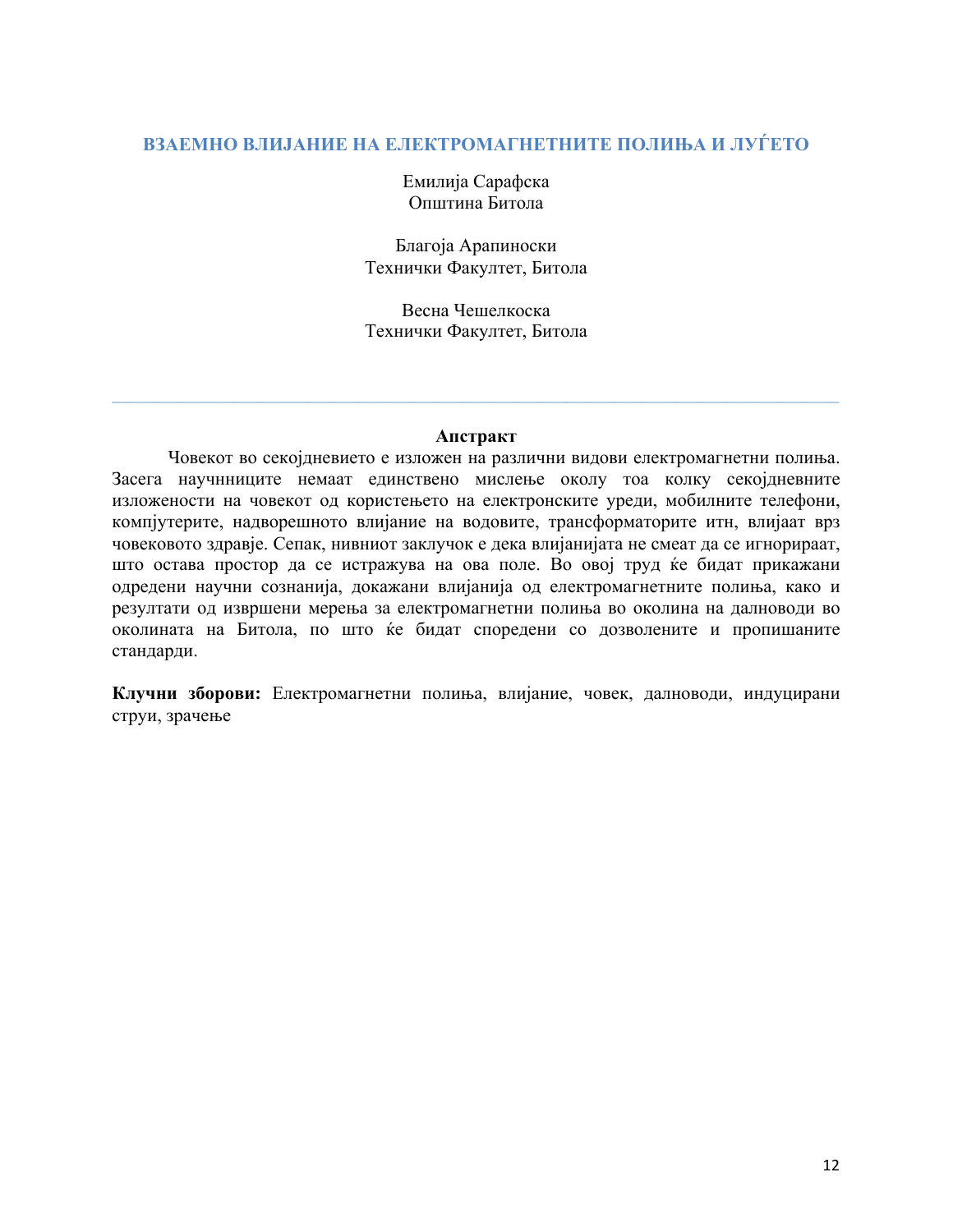# ВЗАЕМНО ВЛИЈАНИЕ НА ЕЛЕКТРОМАГНЕТНИТЕ ПОЛИЊА И ЛУЃЕТО

Емилија Сарафска
Општина Битола

Благоја Арапиноски
Технички Факултет, Битола

Весна Чешелкоска
Технички Факултет, Битола

---

## Апстракт

Човекот во секојдневието е изложен на различни видови електромагнетни полиња. Засега научнниците немаат единствено мислење околу тоа колку секојдневните изложености на човекот од користењето на електронските уреди, мобилните телефони, компјутерите, надворешното влијание на водовите, трансформаторите итн, влијаат врз човековото здравје. Сепак, нивниот заклучок е дека влијанијата не смеат да се игнорираат, што остава простор да се истражува на ова поле. Во овој труд ќе бидат прикажани одредени научни сознанија, докажани влијанија од електромагнетните полиња, како и резултати од извршени мерења за електромагнетни полиња во околина на далноводи во околината на Битола, по што ќе бидат споредени со дозволените и пропишаните стандарди.

**Клучни зборови:** Електромагнетни полиња, влијание, човек, далноводи, индуцирани струи, зрачење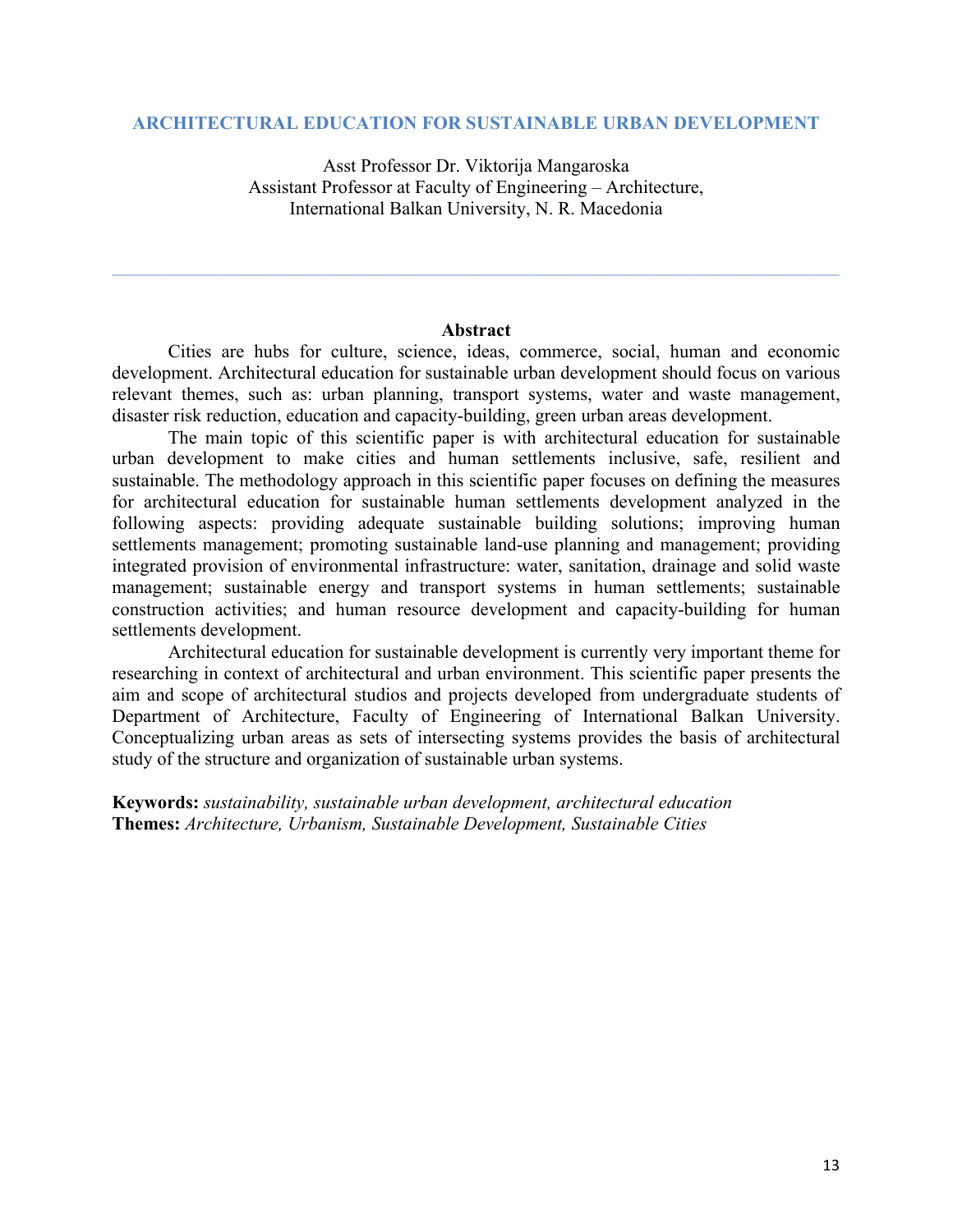# ARCHITECTURAL EDUCATION FOR SUSTAINABLE URBAN DEVELOPMENT

Asst Professor Dr. Viktorija Mangaroska
Assistant Professor at Faculty of Engineering – Architecture,
International Balkan University, N. R. Macedonia

---

## Abstract

Cities are hubs for culture, science, ideas, commerce, social, human and economic development. Architectural education for sustainable urban development should focus on various relevant themes, such as: urban planning, transport systems, water and waste management, disaster risk reduction, education and capacity-building, green urban areas development.

The main topic of this scientific paper is with architectural education for sustainable urban development to make cities and human settlements inclusive, safe, resilient and sustainable. The methodology approach in this scientific paper focuses on defining the measures for architectural education for sustainable human settlements development analyzed in the following aspects: providing adequate sustainable building solutions; improving human settlements management; promoting sustainable land-use planning and management; providing integrated provision of environmental infrastructure: water, sanitation, drainage and solid waste management; sustainable energy and transport systems in human settlements; sustainable construction activities; and human resource development and capacity-building for human settlements development.

Architectural education for sustainable development is currently very important theme for researching in context of architectural and urban environment. This scientific paper presents the aim and scope of architectural studios and projects developed from undergraduate students of Department of Architecture, Faculty of Engineering of International Balkan University. Conceptualizing urban areas as sets of intersecting systems provides the basis of architectural study of the structure and organization of sustainable urban systems.

**Keywords:** *sustainability, sustainable urban development, architectural education*
**Themes:** *Architecture, Urbanism, Sustainable Development, Sustainable Cities*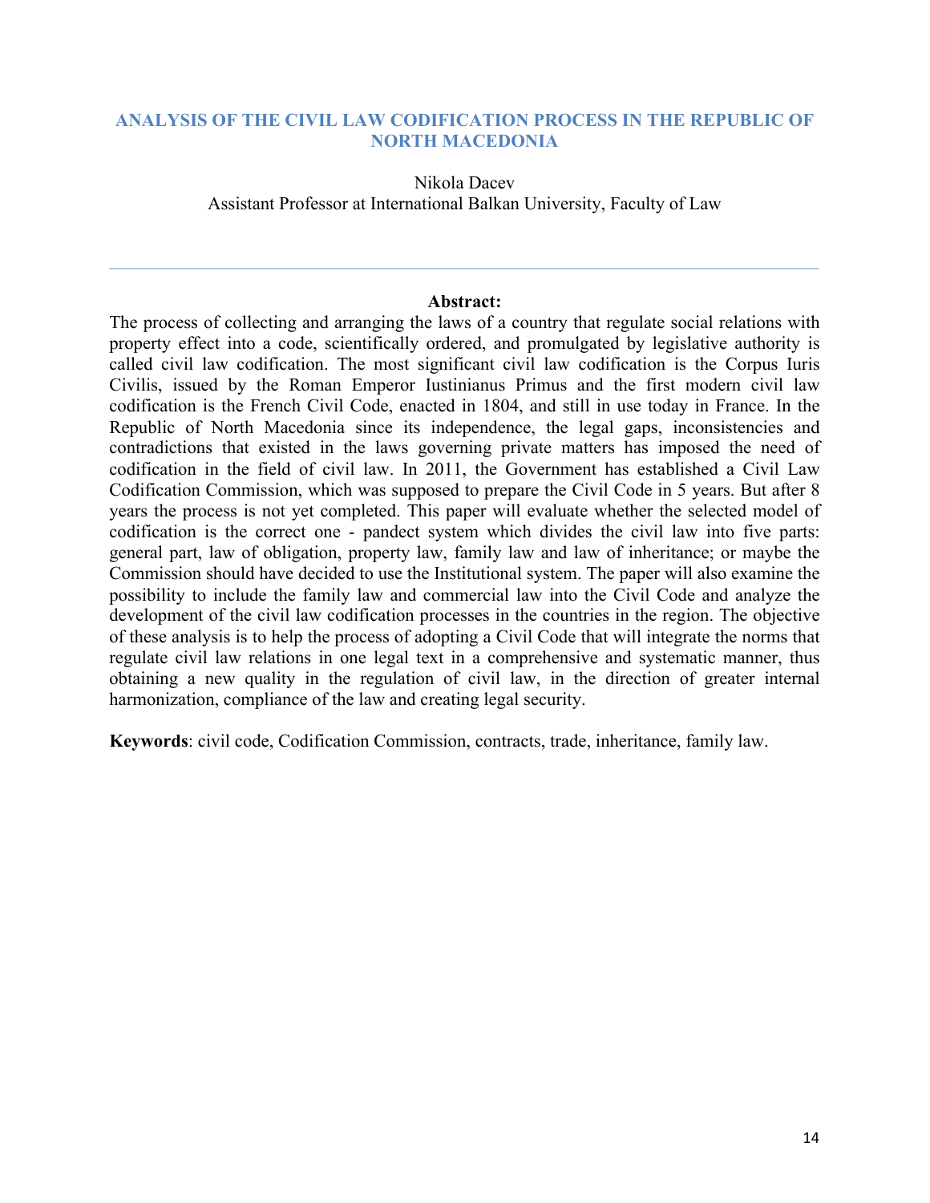# ANALYSIS OF THE CIVIL LAW CODIFICATION PROCESS IN THE REPUBLIC OF NORTH MACEDONIA

Nikola Dacev
Assistant Professor at International Balkan University, Faculty of Law

---

**Abstract:**

The process of collecting and arranging the laws of a country that regulate social relations with property effect into a code, scientifically ordered, and promulgated by legislative authority is called civil law codification. The most significant civil law codification is the Corpus Iuris Civilis, issued by the Roman Emperor Iustinianus Primus and the first modern civil law codification is the French Civil Code, enacted in 1804, and still in use today in France. In the Republic of North Macedonia since its independence, the legal gaps, inconsistencies and contradictions that existed in the laws governing private matters has imposed the need of codification in the field of civil law. In 2011, the Government has established a Civil Law Codification Commission, which was supposed to prepare the Civil Code in 5 years. But after 8 years the process is not yet completed. This paper will evaluate whether the selected model of codification is the correct one - pandect system which divides the civil law into five parts: general part, law of obligation, property law, family law and law of inheritance; or maybe the Commission should have decided to use the Institutional system. The paper will also examine the possibility to include the family law and commercial law into the Civil Code and analyze the development of the civil law codification processes in the countries in the region. The objective of these analysis is to help the process of adopting a Civil Code that will integrate the norms that regulate civil law relations in one legal text in a comprehensive and systematic manner, thus obtaining a new quality in the regulation of civil law, in the direction of greater internal harmonization, compliance of the law and creating legal security.

**Keywords**: civil code, Codification Commission, contracts, trade, inheritance, family law.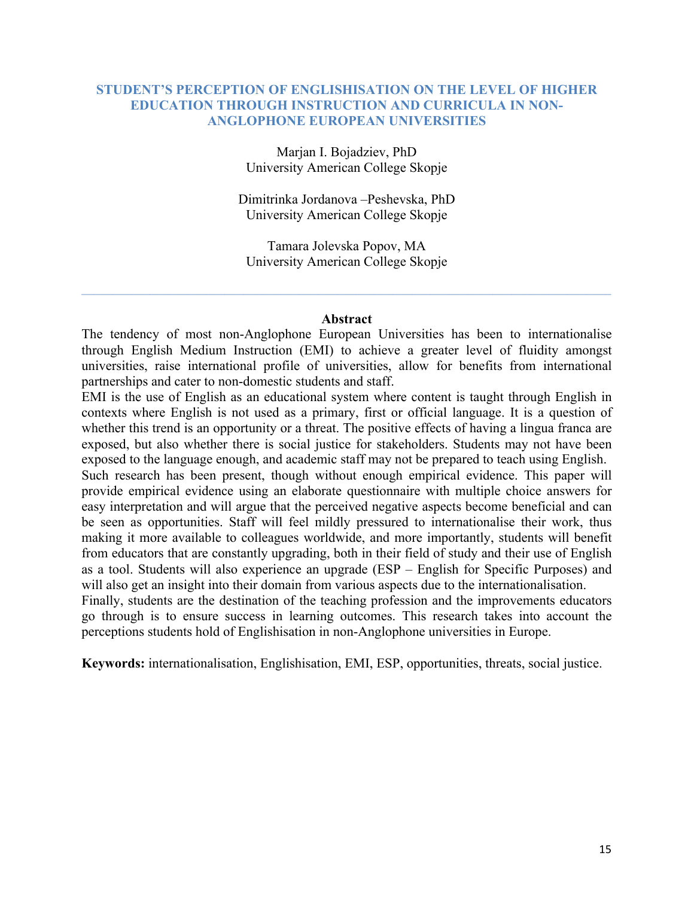# STUDENT'S PERCEPTION OF ENGLISHISATION ON THE LEVEL OF HIGHER EDUCATION THROUGH INSTRUCTION AND CURRICULA IN NON-ANGLOPHONE EUROPEAN UNIVERSITIES

Marjan I. Bojadziev, PhD
University American College Skopje

Dimitrinka Jordanova –Peshevska, PhD
University American College Skopje

Tamara Jolevska Popov, MA
University American College Skopje

---

## Abstract

The tendency of most non-Anglophone European Universities has been to internationalise through English Medium Instruction (EMI) to achieve a greater level of fluidity amongst universities, raise international profile of universities, allow for benefits from international partnerships and cater to non-domestic students and staff.

EMI is the use of English as an educational system where content is taught through English in contexts where English is not used as a primary, first or official language. It is a question of whether this trend is an opportunity or a threat. The positive effects of having a lingua franca are exposed, but also whether there is social justice for stakeholders. Students may not have been exposed to the language enough, and academic staff may not be prepared to teach using English.

Such research has been present, though without enough empirical evidence. This paper will provide empirical evidence using an elaborate questionnaire with multiple choice answers for easy interpretation and will argue that the perceived negative aspects become beneficial and can be seen as opportunities. Staff will feel mildly pressured to internationalise their work, thus making it more available to colleagues worldwide, and more importantly, students will benefit from educators that are constantly upgrading, both in their field of study and their use of English as a tool. Students will also experience an upgrade (ESP – English for Specific Purposes) and will also get an insight into their domain from various aspects due to the internationalisation.

Finally, students are the destination of the teaching profession and the improvements educators go through is to ensure success in learning outcomes. This research takes into account the perceptions students hold of Englishisation in non-Anglophone universities in Europe.

**Keywords:** internationalisation, Englishisation, EMI, ESP, opportunities, threats, social justice.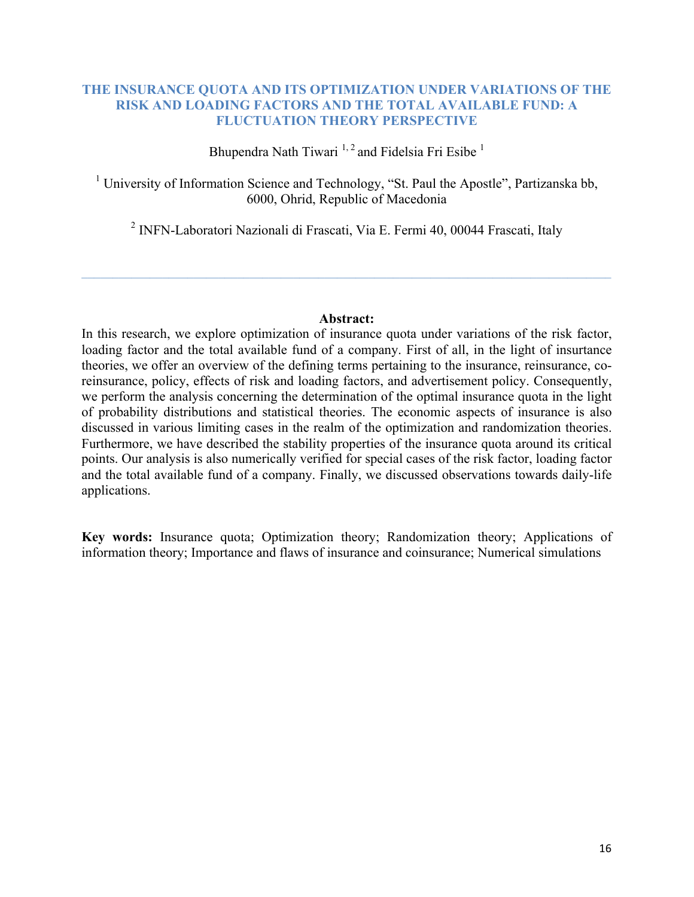# THE INSURANCE QUOTA AND ITS OPTIMIZATION UNDER VARIATIONS OF THE RISK AND LOADING FACTORS AND THE TOTAL AVAILABLE FUND: A FLUCTUATION THEORY PERSPECTIVE

Bhupendra Nath Tiwari [1, 2] and Fidelsia Fri Esibe [1]

[1] University of Information Science and Technology, "St. Paul the Apostle", Partizanska bb, 6000, Ohrid, Republic of Macedonia

[2] INFN-Laboratori Nazionali di Frascati, Via E. Fermi 40, 00044 Frascati, Italy

---

**Abstract:**

In this research, we explore optimization of insurance quota under variations of the risk factor, loading factor and the total available fund of a company. First of all, in the light of insurtance theories, we offer an overview of the defining terms pertaining to the insurance, reinsurance, co-reinsurance, policy, effects of risk and loading factors, and advertisement policy. Consequently, we perform the analysis concerning the determination of the optimal insurance quota in the light of probability distributions and statistical theories. The economic aspects of insurance is also discussed in various limiting cases in the realm of the optimization and randomization theories. Furthermore, we have described the stability properties of the insurance quota around its critical points. Our analysis is also numerically verified for special cases of the risk factor, loading factor and the total available fund of a company. Finally, we discussed observations towards daily-life applications.

**Key words:** Insurance quota; Optimization theory; Randomization theory; Applications of information theory; Importance and flaws of insurance and coinsurance; Numerical simulations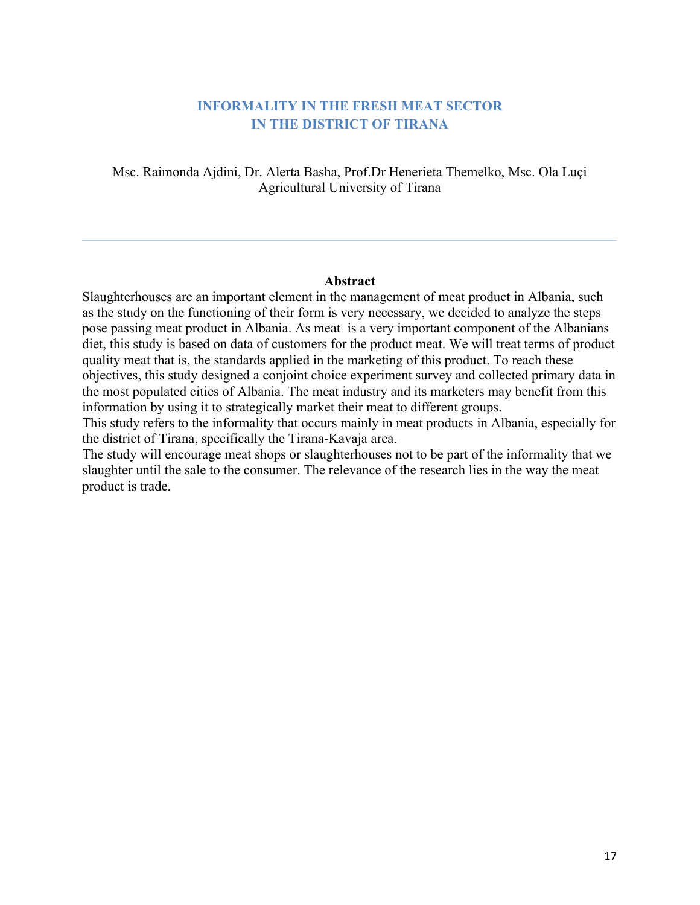# INFORMALITY IN THE FRESH MEAT SECTOR IN THE DISTRICT OF TIRANA

Msc. Raimonda Ajdini, Dr. Alerta Basha, Prof.Dr Henerieta Themelko, Msc. Ola Luçi
Agricultural University of Tirana

---

**Abstract**

Slaughterhouses are an important element in the management of meat product in Albania, such as the study on the functioning of their form is very necessary, we decided to analyze the steps pose passing meat product in Albania. As meat is a very important component of the Albanians diet, this study is based on data of customers for the product meat. We will treat terms of product quality meat that is, the standards applied in the marketing of this product. To reach these objectives, this study designed a conjoint choice experiment survey and collected primary data in the most populated cities of Albania. The meat industry and its marketers may benefit from this information by using it to strategically market their meat to different groups.

This study refers to the informality that occurs mainly in meat products in Albania, especially for the district of Tirana, specifically the Tirana-Kavaja area.

The study will encourage meat shops or slaughterhouses not to be part of the informality that we slaughter until the sale to the consumer. The relevance of the research lies in the way the meat product is trade.